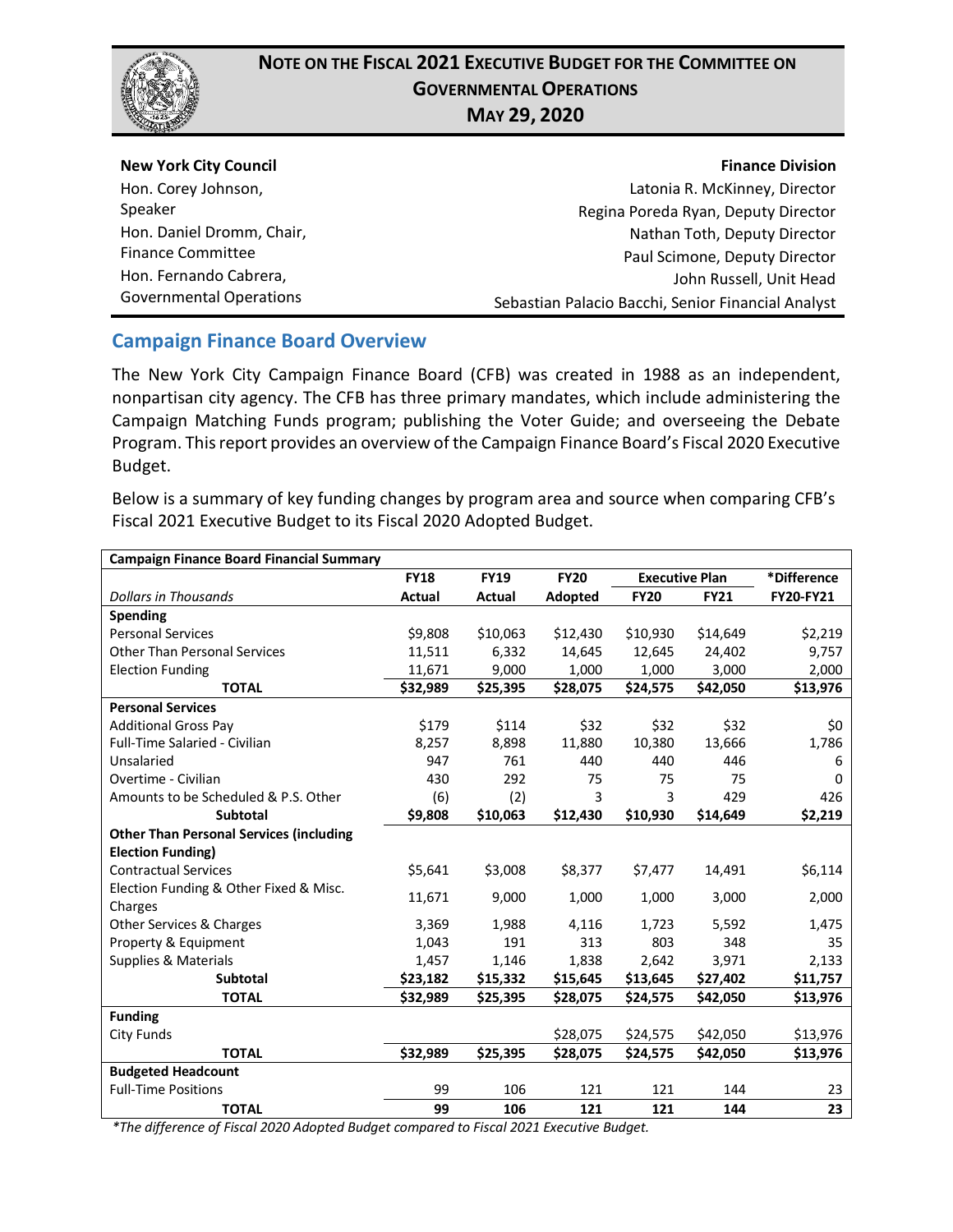# Note on the Fiscal 2021 Executive Budget for the Committee on Governmental Operations

## May 29, 2020

| **New York City Council** | **Finance Division** |
|---|---|
| Hon. Corey Johnson, Speaker | Latonia R. McKinney, Director |
| Hon. Daniel Dromm, Chair, Finance Committee | Regina Poreda Ryan, Deputy Director |
| Hon. Fernando Cabrera, Governmental Operations | Nathan Toth, Deputy Director |
| | Paul Scimone, Deputy Director |
| | John Russell, Unit Head |
| | Sebastian Palacio Bacchi, Senior Financial Analyst |

## Campaign Finance Board Overview

The New York City Campaign Finance Board (CFB) was created in 1988 as an independent, nonpartisan city agency. The CFB has three primary mandates, which include administering the Campaign Matching Funds program; publishing the Voter Guide; and overseeing the Debate Program. This report provides an overview of the Campaign Finance Board's Fiscal 2020 Executive Budget.

Below is a summary of key funding changes by program area and source when comparing CFB's Fiscal 2021 Executive Budget to its Fiscal 2020 Adopted Budget.

| **Campaign Finance Board Financial Summary** | | | | | | |
|---|---|---|---|---|---|---|
| | **FY18** | **FY19** | **FY20** | **Executive Plan** | | ***Difference** |
| *Dollars in Thousands* | **Actual** | **Actual** | **Adopted** | **FY20** | **FY21** | **FY20-FY21** |
| **Spending** | | | | | | |
| Personal Services | $9,808 | $10,063 | $12,430 | $10,930 | $14,649 | $2,219 |
| Other Than Personal Services | 11,511 | 6,332 | 14,645 | 12,645 | 24,402 | 9,757 |
| Election Funding | 11,671 | 9,000 | 1,000 | 1,000 | 3,000 | 2,000 |
| **TOTAL** | **$32,989** | **$25,395** | **$28,075** | **$24,575** | **$42,050** | **$13,976** |
| **Personal Services** | | | | | | |
| Additional Gross Pay | $179 | $114 | $32 | $32 | $32 | $0 |
| Full-Time Salaried - Civilian | 8,257 | 8,898 | 11,880 | 10,380 | 13,666 | 1,786 |
| Unsalaried | 947 | 761 | 440 | 440 | 446 | 6 |
| Overtime - Civilian | 430 | 292 | 75 | 75 | 75 | 0 |
| Amounts to be Scheduled & P.S. Other | (6) | (2) | 3 | 3 | 429 | 426 |
| **Subtotal** | **$9,808** | **$10,063** | **$12,430** | **$10,930** | **$14,649** | **$2,219** |
| **Other Than Personal Services (including Election Funding)** | | | | | | |
| Contractual Services | $5,641 | $3,008 | $8,377 | $7,477 | 14,491 | $6,114 |
| Election Funding & Other Fixed & Misc. Charges | 11,671 | 9,000 | 1,000 | 1,000 | 3,000 | 2,000 |
| Other Services & Charges | 3,369 | 1,988 | 4,116 | 1,723 | 5,592 | 1,475 |
| Property & Equipment | 1,043 | 191 | 313 | 803 | 348 | 35 |
| Supplies & Materials | 1,457 | 1,146 | 1,838 | 2,642 | 3,971 | 2,133 |
| **Subtotal** | **$23,182** | **$15,332** | **$15,645** | **$13,645** | **$27,402** | **$11,757** |
| **TOTAL** | **$32,989** | **$25,395** | **$28,075** | **$24,575** | **$42,050** | **$13,976** |
| **Funding** | | | | | | |
| City Funds | | | $28,075 | $24,575 | $42,050 | $13,976 |
| **TOTAL** | **$32,989** | **$25,395** | **$28,075** | **$24,575** | **$42,050** | **$13,976** |
| **Budgeted Headcount** | | | | | | |
| Full-Time Positions | 99 | 106 | 121 | 121 | 144 | 23 |
| **TOTAL** | **99** | **106** | **121** | **121** | **144** | **23** |

*\*The difference of Fiscal 2020 Adopted Budget compared to Fiscal 2021 Executive Budget.*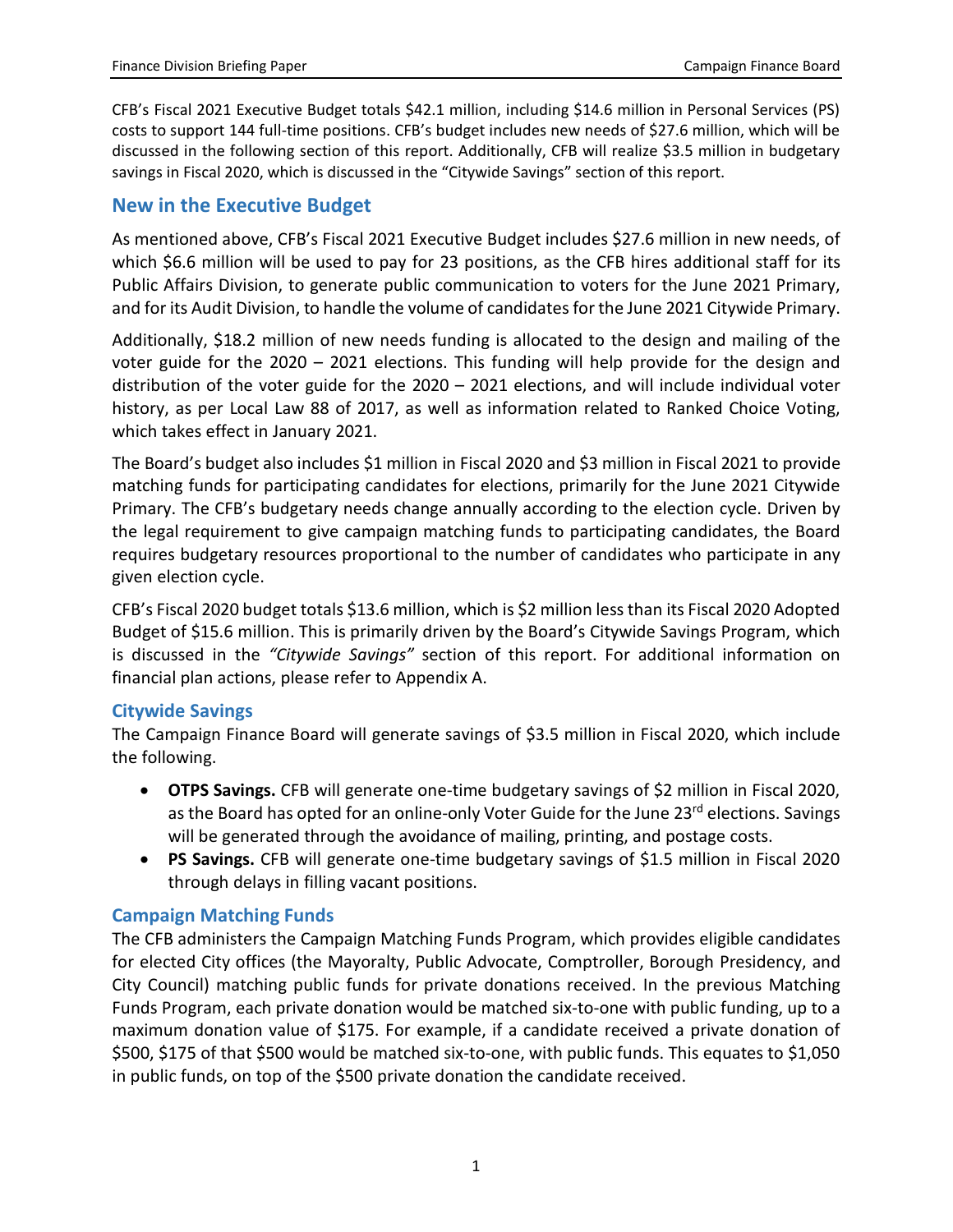CFB's Fiscal 2021 Executive Budget totals $42.1 million, including $14.6 million in Personal Services (PS) costs to support 144 full-time positions. CFB's budget includes new needs of $27.6 million, which will be discussed in the following section of this report. Additionally, CFB will realize $3.5 million in budgetary savings in Fiscal 2020, which is discussed in the "Citywide Savings" section of this report.

## New in the Executive Budget

As mentioned above, CFB's Fiscal 2021 Executive Budget includes $27.6 million in new needs, of which $6.6 million will be used to pay for 23 positions, as the CFB hires additional staff for its Public Affairs Division, to generate public communication to voters for the June 2021 Primary, and for its Audit Division, to handle the volume of candidates for the June 2021 Citywide Primary.

Additionally, $18.2 million of new needs funding is allocated to the design and mailing of the voter guide for the 2020 – 2021 elections. This funding will help provide for the design and distribution of the voter guide for the 2020 – 2021 elections, and will include individual voter history, as per Local Law 88 of 2017, as well as information related to Ranked Choice Voting, which takes effect in January 2021.

The Board's budget also includes $1 million in Fiscal 2020 and $3 million in Fiscal 2021 to provide matching funds for participating candidates for elections, primarily for the June 2021 Citywide Primary. The CFB's budgetary needs change annually according to the election cycle. Driven by the legal requirement to give campaign matching funds to participating candidates, the Board requires budgetary resources proportional to the number of candidates who participate in any given election cycle.

CFB's Fiscal 2020 budget totals $13.6 million, which is $2 million less than its Fiscal 2020 Adopted Budget of $15.6 million. This is primarily driven by the Board's Citywide Savings Program, which is discussed in the *"Citywide Savings"* section of this report. For additional information on financial plan actions, please refer to Appendix A.

### Citywide Savings

The Campaign Finance Board will generate savings of $3.5 million in Fiscal 2020, which include the following.

- **OTPS Savings.** CFB will generate one-time budgetary savings of $2 million in Fiscal 2020, as the Board has opted for an online-only Voter Guide for the June 23rd elections. Savings will be generated through the avoidance of mailing, printing, and postage costs.
- **PS Savings.** CFB will generate one-time budgetary savings of $1.5 million in Fiscal 2020 through delays in filling vacant positions.

### Campaign Matching Funds

The CFB administers the Campaign Matching Funds Program, which provides eligible candidates for elected City offices (the Mayoralty, Public Advocate, Comptroller, Borough Presidency, and City Council) matching public funds for private donations received. In the previous Matching Funds Program, each private donation would be matched six-to-one with public funding, up to a maximum donation value of $175. For example, if a candidate received a private donation of $500, $175 of that $500 would be matched six-to-one, with public funds. This equates to $1,050 in public funds, on top of the $500 private donation the candidate received.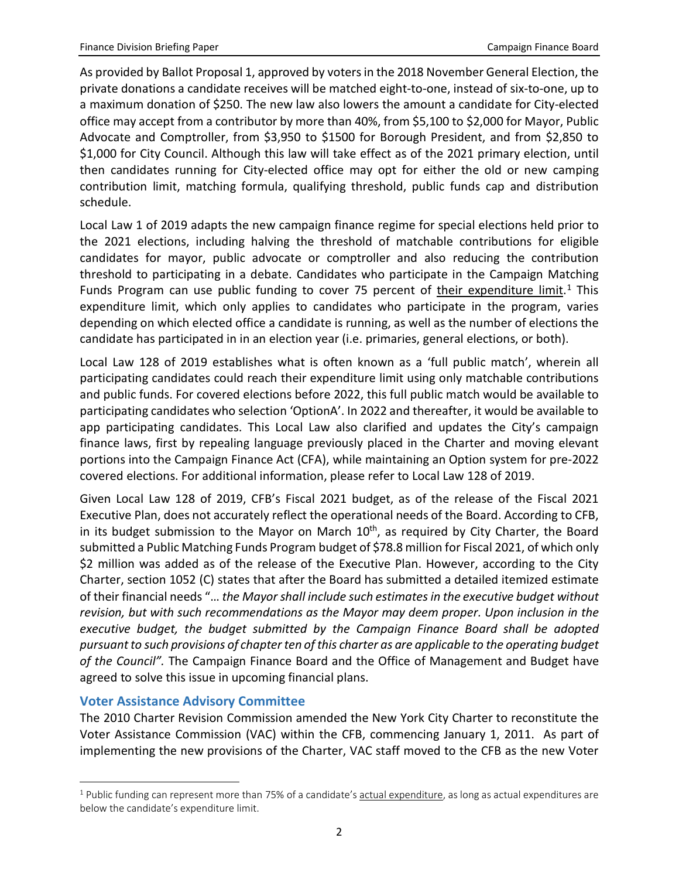As provided by Ballot Proposal 1, approved by voters in the 2018 November General Election, the private donations a candidate receives will be matched eight-to-one, instead of six-to-one, up to a maximum donation of $250. The new law also lowers the amount a candidate for City-elected office may accept from a contributor by more than 40%, from $5,100 to $2,000 for Mayor, Public Advocate and Comptroller, from $3,950 to $1500 for Borough President, and from $2,850 to $1,000 for City Council. Although this law will take effect as of the 2021 primary election, until then candidates running for City-elected office may opt for either the old or new camping contribution limit, matching formula, qualifying threshold, public funds cap and distribution schedule.

Local Law 1 of 2019 adapts the new campaign finance regime for special elections held prior to the 2021 elections, including halving the threshold of matchable contributions for eligible candidates for mayor, public advocate or comptroller and also reducing the contribution threshold to participating in a debate. Candidates who participate in the Campaign Matching Funds Program can use public funding to cover 75 percent of their expenditure limit.[1] This expenditure limit, which only applies to candidates who participate in the program, varies depending on which elected office a candidate is running, as well as the number of elections the candidate has participated in in an election year (i.e. primaries, general elections, or both).

Local Law 128 of 2019 establishes what is often known as a 'full public match', wherein all participating candidates could reach their expenditure limit using only matchable contributions and public funds. For covered elections before 2022, this full public match would be available to participating candidates who selection 'OptionA'. In 2022 and thereafter, it would be available to app participating candidates. This Local Law also clarified and updates the City's campaign finance laws, first by repealing language previously placed in the Charter and moving elevant portions into the Campaign Finance Act (CFA), while maintaining an Option system for pre-2022 covered elections. For additional information, please refer to Local Law 128 of 2019.

Given Local Law 128 of 2019, CFB's Fiscal 2021 budget, as of the release of the Fiscal 2021 Executive Plan, does not accurately reflect the operational needs of the Board. According to CFB, in its budget submission to the Mayor on March 10th, as required by City Charter, the Board submitted a Public Matching Funds Program budget of $78.8 million for Fiscal 2021, of which only $2 million was added as of the release of the Executive Plan. However, according to the City Charter, section 1052 (C) states that after the Board has submitted a detailed itemized estimate of their financial needs "*… the Mayor shall include such estimates in the executive budget without revision, but with such recommendations as the Mayor may deem proper. Upon inclusion in the executive budget, the budget submitted by the Campaign Finance Board shall be adopted pursuant to such provisions of chapter ten of this charter as are applicable to the operating budget of the Council".* The Campaign Finance Board and the Office of Management and Budget have agreed to solve this issue in upcoming financial plans.

### Voter Assistance Advisory Committee

The 2010 Charter Revision Commission amended the New York City Charter to reconstitute the Voter Assistance Commission (VAC) within the CFB, commencing January 1, 2011. As part of implementing the new provisions of the Charter, VAC staff moved to the CFB as the new Voter

---

[1] Public funding can represent more than 75% of a candidate's actual expenditure, as long as actual expenditures are below the candidate's expenditure limit.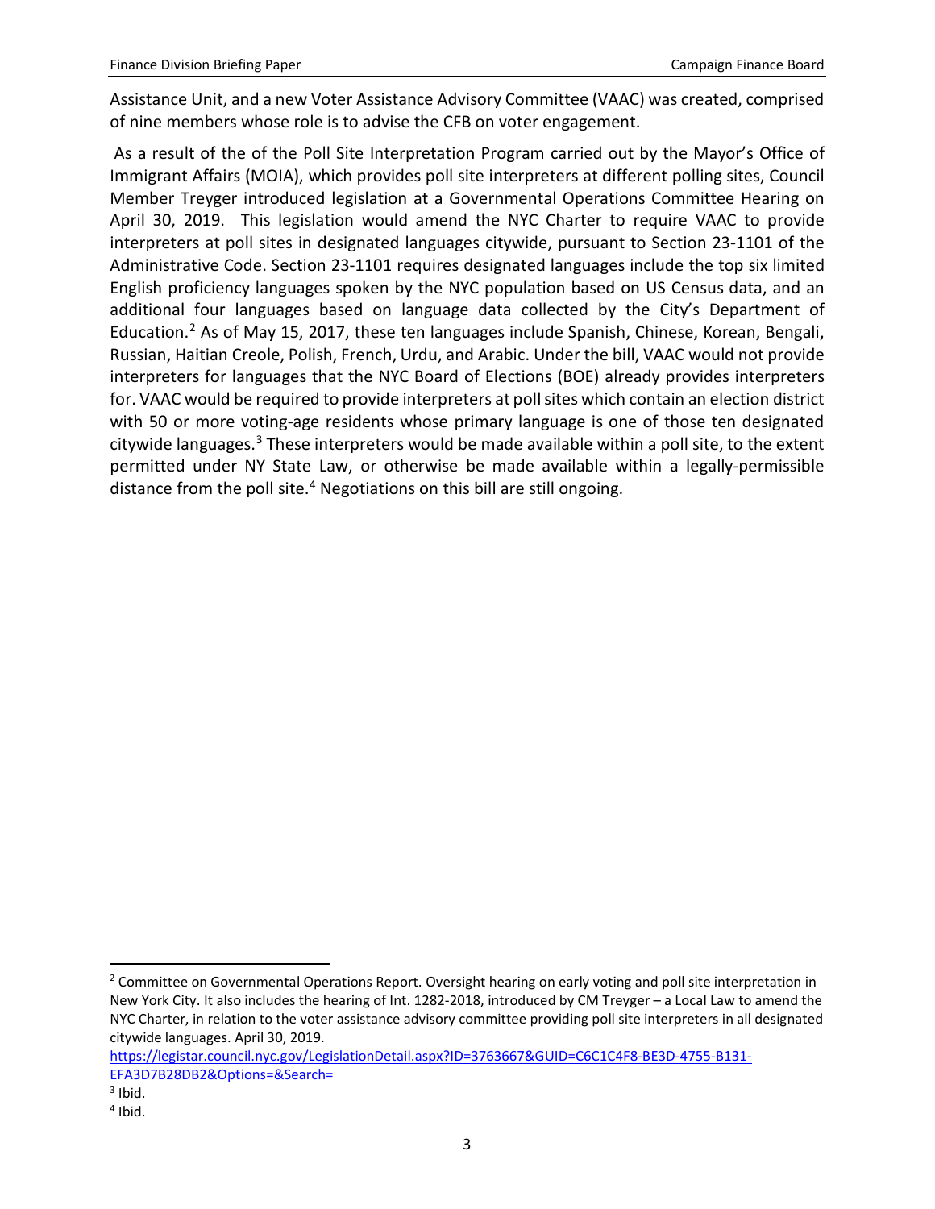Assistance Unit, and a new Voter Assistance Advisory Committee (VAAC) was created, comprised of nine members whose role is to advise the CFB on voter engagement.

As a result of the of the Poll Site Interpretation Program carried out by the Mayor's Office of Immigrant Affairs (MOIA), which provides poll site interpreters at different polling sites, Council Member Treyger introduced legislation at a Governmental Operations Committee Hearing on April 30, 2019. This legislation would amend the NYC Charter to require VAAC to provide interpreters at poll sites in designated languages citywide, pursuant to Section 23-1101 of the Administrative Code. Section 23-1101 requires designated languages include the top six limited English proficiency languages spoken by the NYC population based on US Census data, and an additional four languages based on language data collected by the City's Department of Education.[2] As of May 15, 2017, these ten languages include Spanish, Chinese, Korean, Bengali, Russian, Haitian Creole, Polish, French, Urdu, and Arabic. Under the bill, VAAC would not provide interpreters for languages that the NYC Board of Elections (BOE) already provides interpreters for. VAAC would be required to provide interpreters at poll sites which contain an election district with 50 or more voting-age residents whose primary language is one of those ten designated citywide languages.[3] These interpreters would be made available within a poll site, to the extent permitted under NY State Law, or otherwise be made available within a legally-permissible distance from the poll site.[4] Negotiations on this bill are still ongoing.

---

[2] Committee on Governmental Operations Report. Oversight hearing on early voting and poll site interpretation in New York City. It also includes the hearing of Int. 1282-2018, introduced by CM Treyger – a Local Law to amend the NYC Charter, in relation to the voter assistance advisory committee providing poll site interpreters in all designated citywide languages. April 30, 2019. https://legistar.council.nyc.gov/LegislationDetail.aspx?ID=3763667&GUID=C6C1C4F8-BE3D-4755-B131-EFA3D7B28DB2&Options=&Search=

[3] Ibid.

[4] Ibid.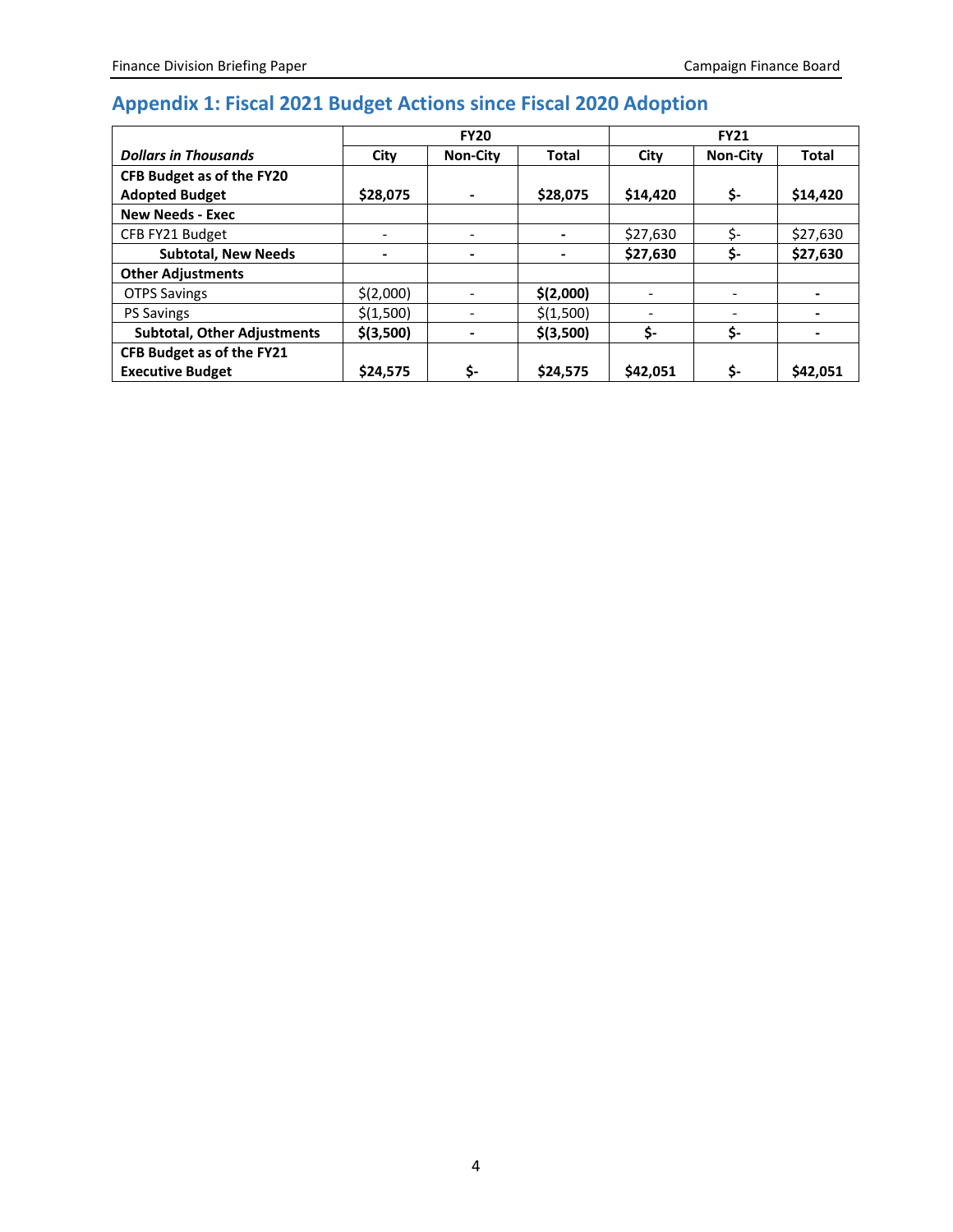## Appendix 1: Fiscal 2021 Budget Actions since Fiscal 2020 Adoption

| | FY20 | | | FY21 | | |
|---|---|---|---|---|---|---|
| ***Dollars in Thousands*** | **City** | **Non-City** | **Total** | **City** | **Non-City** | **Total** |
| **CFB Budget as of the FY20 Adopted Budget** | **$28,075** | **-** | **$28,075** | **$14,420** | **$-** | **$14,420** |
| **New Needs - Exec** | | | | | | |
| CFB FY21 Budget | - | - | **-** | $27,630 | $- | $27,630 |
| **Subtotal, New Needs** | **-** | **-** | **-** | **$27,630** | **$-** | **$27,630** |
| **Other Adjustments** | | | | | | |
| OTPS Savings | $(2,000) | - | **$(2,000)** | - | - | **-** |
| PS Savings | $(1,500) | - | $(1,500) | - | - | **-** |
| **Subtotal, Other Adjustments** | **$(3,500)** | **-** | **$(3,500)** | **$-** | **$-** | **-** |
| **CFB Budget as of the FY21 Executive Budget** | **$24,575** | **$-** | **$24,575** | **$42,051** | **$-** | **$42,051** |